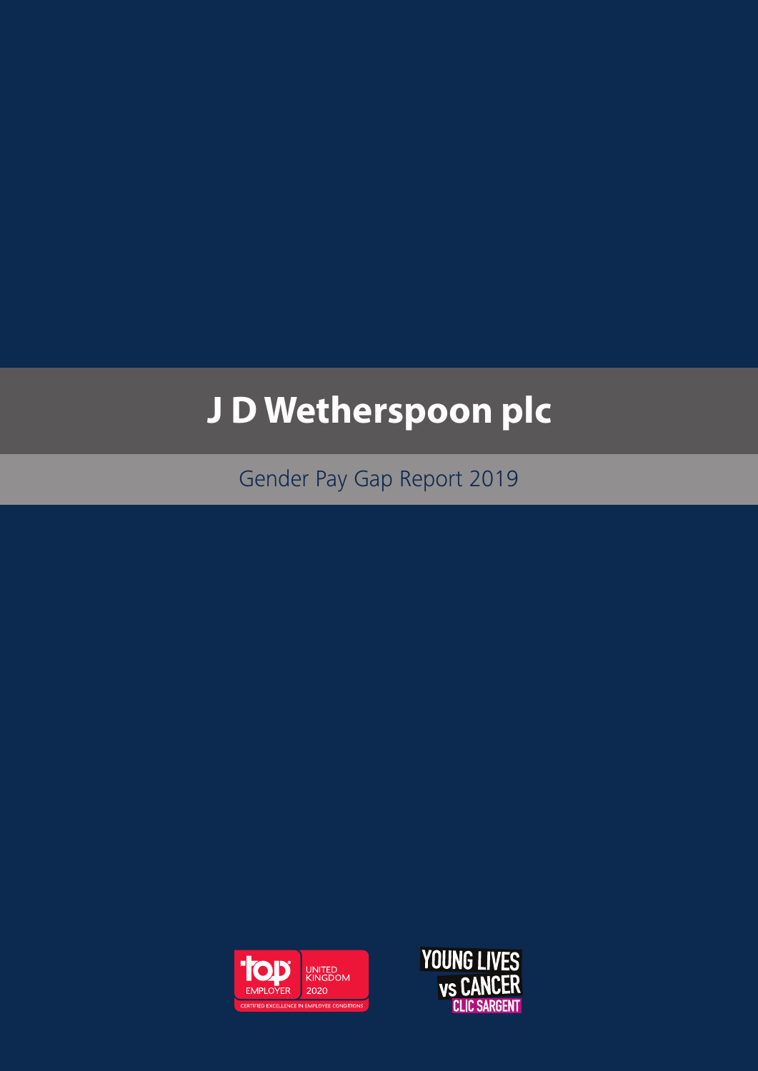# J D Wetherspoon plc

## Gender Pay Gap Report 2019

top EMPLOYER UNITED KINGDOM 2020 CERTIFIED EXCELLENCE IN EMPLOYEE CONDITIONS

YOUNG LIVES vs CANCER CLIC SARGENT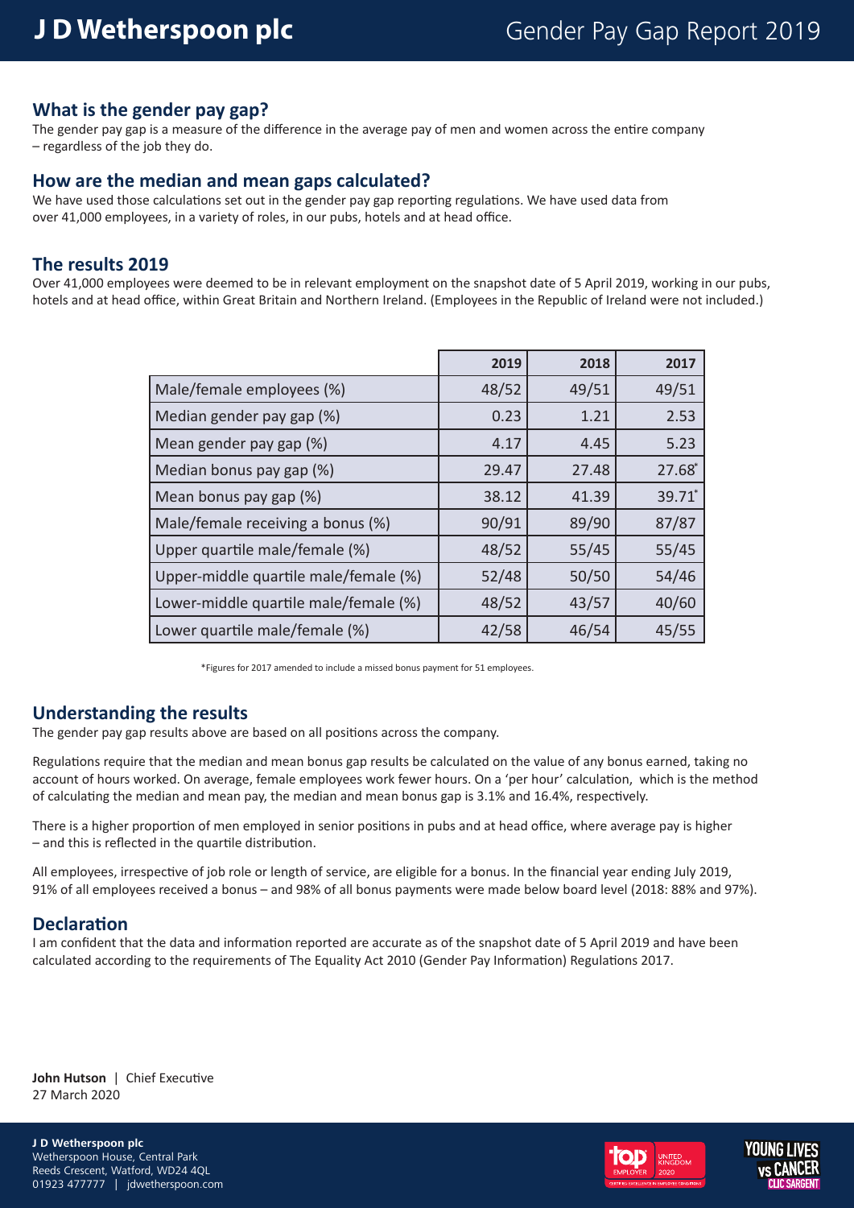# J D Wetherspoon plc

Gender Pay Gap Report 2019

## What is the gender pay gap?

The gender pay gap is a measure of the difference in the average pay of men and women across the entire company – regardless of the job they do.

## How are the median and mean gaps calculated?

We have used those calculations set out in the gender pay gap reporting regulations. We have used data from over 41,000 employees, in a variety of roles, in our pubs, hotels and at head office.

## The results 2019

Over 41,000 employees were deemed to be in relevant employment on the snapshot date of 5 April 2019, working in our pubs, hotels and at head office, within Great Britain and Northern Ireland. (Employees in the Republic of Ireland were not included.)

| | 2019 | 2018 | 2017 |
|---|---|---|---|
| Male/female employees (%) | 48/52 | 49/51 | 49/51 |
| Median gender pay gap (%) | 0.23 | 1.21 | 2.53 |
| Mean gender pay gap (%) | 4.17 | 4.45 | 5.23 |
| Median bonus pay gap (%) | 29.47 | 27.48 | 27.68* |
| Mean bonus pay gap (%) | 38.12 | 41.39 | 39.71* |
| Male/female receiving a bonus (%) | 90/91 | 89/90 | 87/87 |
| Upper quartile male/female (%) | 48/52 | 55/45 | 55/45 |
| Upper-middle quartile male/female (%) | 52/48 | 50/50 | 54/46 |
| Lower-middle quartile male/female (%) | 48/52 | 43/57 | 40/60 |
| Lower quartile male/female (%) | 42/58 | 46/54 | 45/55 |

*Figures for 2017 amended to include a missed bonus payment for 51 employees.

## Understanding the results

The gender pay gap results above are based on all positions across the company.

Regulations require that the median and mean bonus gap results be calculated on the value of any bonus earned, taking no account of hours worked. On average, female employees work fewer hours. On a 'per hour' calculation, which is the method of calculating the median and mean pay, the median and mean bonus gap is 3.1% and 16.4%, respectively.

There is a higher proportion of men employed in senior positions in pubs and at head office, where average pay is higher – and this is reflected in the quartile distribution.

All employees, irrespective of job role or length of service, are eligible for a bonus. In the financial year ending July 2019, 91% of all employees received a bonus – and 98% of all bonus payments were made below board level (2018: 88% and 97%).

## Declaration

I am confident that the data and information reported are accurate as of the snapshot date of 5 April 2019 and have been calculated according to the requirements of The Equality Act 2010 (Gender Pay Information) Regulations 2017.

**John Hutson** | Chief Executive
27 March 2020

**J D Wetherspoon plc**
Wetherspoon House, Central Park
Reeds Crescent, Watford, WD24 4QL
01923 477777 | jdwetherspoon.com